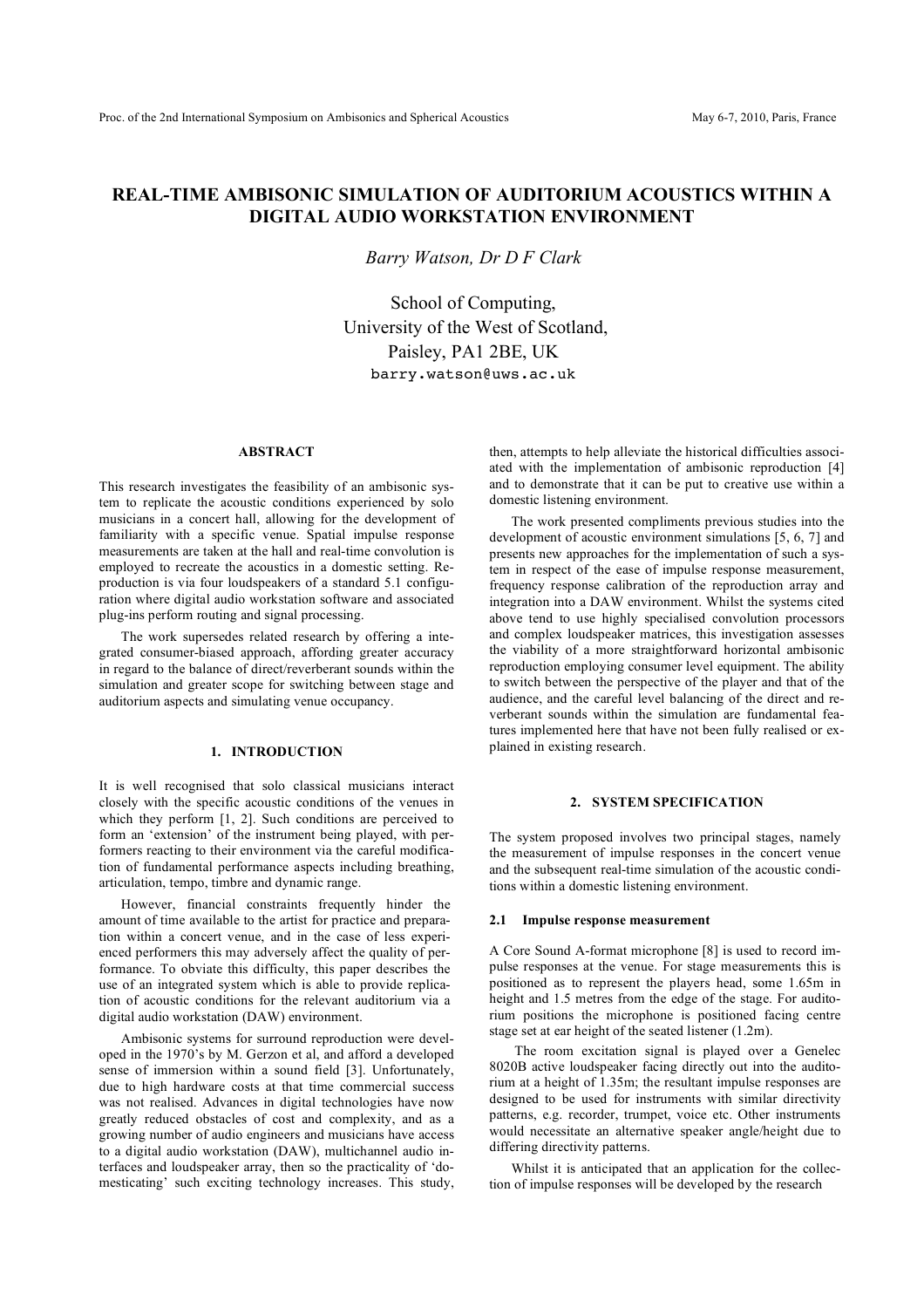# REAL-TIME AMBISONIC SIMULATION OF AUDITORIUM ACOUSTICS WITHIN A DIGITAL AUDIO WORKSTATION ENVIRONMENT

*Barry Watson, Dr D F Clark*

School of Computing,
University of the West of Scotland,
Paisley, PA1 2BE, UK
barry.watson@uws.ac.uk

### ABSTRACT

This research investigates the feasibility of an ambisonic system to replicate the acoustic conditions experienced by solo musicians in a concert hall, allowing for the development of familiarity with a specific venue. Spatial impulse response measurements are taken at the hall and real-time convolution is employed to recreate the acoustics in a domestic setting. Reproduction is via four loudspeakers of a standard 5.1 configuration where digital audio workstation software and associated plug-ins perform routing and signal processing.

The work supersedes related research by offering a integrated consumer-biased approach, affording greater accuracy in regard to the balance of direct/reverberant sounds within the simulation and greater scope for switching between stage and auditorium aspects and simulating venue occupancy.

## 1. INTRODUCTION

It is well recognised that solo classical musicians interact closely with the specific acoustic conditions of the venues in which they perform [1, 2]. Such conditions are perceived to form an 'extension' of the instrument being played, with performers reacting to their environment via the careful modification of fundamental performance aspects including breathing, articulation, tempo, timbre and dynamic range.

However, financial constraints frequently hinder the amount of time available to the artist for practice and preparation within a concert venue, and in the case of less experienced performers this may adversely affect the quality of performance. To obviate this difficulty, this paper describes the use of an integrated system which is able to provide replication of acoustic conditions for the relevant auditorium via a digital audio workstation (DAW) environment.

Ambisonic systems for surround reproduction were developed in the 1970's by M. Gerzon et al, and afford a developed sense of immersion within a sound field [3]. Unfortunately, due to high hardware costs at that time commercial success was not realised. Advances in digital technologies have now greatly reduced obstacles of cost and complexity, and as a growing number of audio engineers and musicians have access to a digital audio workstation (DAW), multichannel audio interfaces and loudspeaker array, then so the practicality of 'domesticating' such exciting technology increases. This study, then, attempts to help alleviate the historical difficulties associated with the implementation of ambisonic reproduction [4] and to demonstrate that it can be put to creative use within a domestic listening environment.

The work presented compliments previous studies into the development of acoustic environment simulations [5, 6, 7] and presents new approaches for the implementation of such a system in respect of the ease of impulse response measurement, frequency response calibration of the reproduction array and integration into a DAW environment. Whilst the systems cited above tend to use highly specialised convolution processors and complex loudspeaker matrices, this investigation assesses the viability of a more straightforward horizontal ambisonic reproduction employing consumer level equipment. The ability to switch between the perspective of the player and that of the audience, and the careful level balancing of the direct and reverberant sounds within the simulation are fundamental features implemented here that have not been fully realised or explained in existing research.

## 2. SYSTEM SPECIFICATION

The system proposed involves two principal stages, namely the measurement of impulse responses in the concert venue and the subsequent real-time simulation of the acoustic conditions within a domestic listening environment.

### 2.1 Impulse response measurement

A Core Sound A-format microphone [8] is used to record impulse responses at the venue. For stage measurements this is positioned as to represent the players head, some 1.65m in height and 1.5 metres from the edge of the stage. For auditorium positions the microphone is positioned facing centre stage set at ear height of the seated listener (1.2m).

The room excitation signal is played over a Genelec 8020B active loudspeaker facing directly out into the auditorium at a height of 1.35m; the resultant impulse responses are designed to be used for instruments with similar directivity patterns, e.g. recorder, trumpet, voice etc. Other instruments would necessitate an alternative speaker angle/height due to differing directivity patterns.

Whilst it is anticipated that an application for the collection of impulse responses will be developed by the research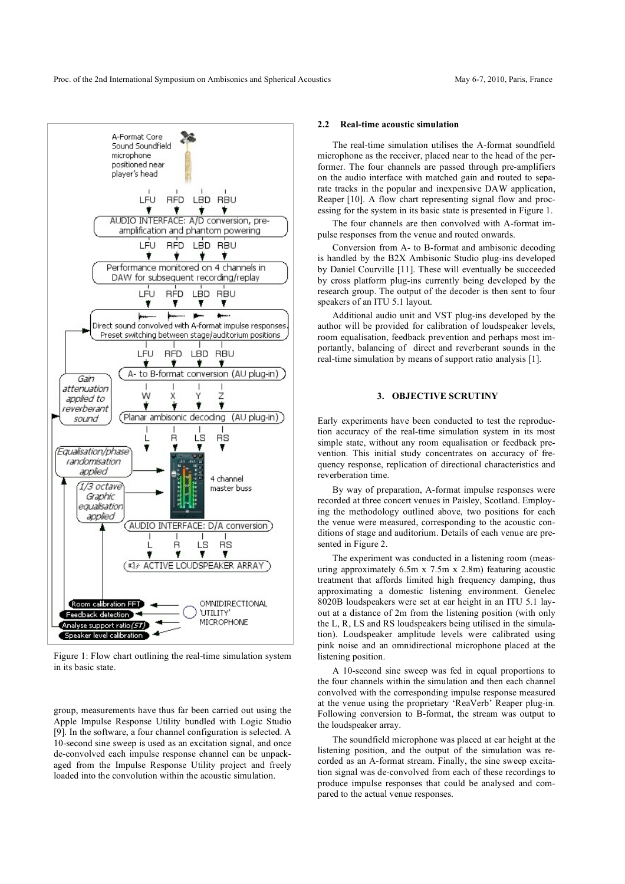Figure 1: Flow chart outlining the real-time simulation system in its basic state.

group, measurements have thus far been carried out using the Apple Impulse Response Utility bundled with Logic Studio [9]. In the software, a four channel configuration is selected. A 10-second sine sweep is used as an excitation signal, and once de-convolved each impulse response channel can be unpackaged from the Impulse Response Utility project and freely loaded into the convolution within the acoustic simulation.

### 2.2 Real-time acoustic simulation

The real-time simulation utilises the A-format soundfield microphone as the receiver, placed near to the head of the performer. The four channels are passed through pre-amplifiers on the audio interface with matched gain and routed to separate tracks in the popular and inexpensive DAW application, Reaper [10]. A flow chart representing signal flow and processing for the system in its basic state is presented in Figure 1.

The four channels are then convolved with A-format impulse responses from the venue and routed onwards.

Conversion from A- to B-format and ambisonic decoding is handled by the B2X Ambisonic Studio plug-ins developed by Daniel Courville [11]. These will eventually be succeeded by cross platform plug-ins currently being developed by the research group. The output of the decoder is then sent to four speakers of an ITU 5.1 layout.

Additional audio unit and VST plug-ins developed by the author will be provided for calibration of loudspeaker levels, room equalisation, feedback prevention and perhaps most importantly, balancing of direct and reverberant sounds in the real-time simulation by means of support ratio analysis [1].

## 3. OBJECTIVE SCRUTINY

Early experiments have been conducted to test the reproduction accuracy of the real-time simulation system in its most simple state, without any room equalisation or feedback prevention. This initial study concentrates on accuracy of frequency response, replication of directional characteristics and reverberation time.

By way of preparation, A-format impulse responses were recorded at three concert venues in Paisley, Scotland. Employing the methodology outlined above, two positions for each the venue were measured, corresponding to the acoustic conditions of stage and auditorium. Details of each venue are presented in Figure 2.

The experiment was conducted in a listening room (measuring approximately 6.5m x 7.5m x 2.8m) featuring acoustic treatment that affords limited high frequency damping, thus approximating a domestic listening environment. Genelec 8020B loudspeakers were set at ear height in an ITU 5.1 layout at a distance of 2m from the listening position (with only the L, R, LS and RS loudspeakers being utilised in the simulation). Loudspeaker amplitude levels were calibrated using pink noise and an omnidirectional microphone placed at the listening position.

A 10-second sine sweep was fed in equal proportions to the four channels within the simulation and then each channel convolved with the corresponding impulse response measured at the venue using the proprietary 'ReaVerb' Reaper plug-in. Following conversion to B-format, the stream was output to the loudspeaker array.

The soundfield microphone was placed at ear height at the listening position, and the output of the simulation was recorded as an A-format stream. Finally, the sine sweep excitation signal was de-convolved from each of these recordings to produce impulse responses that could be analysed and compared to the actual venue responses.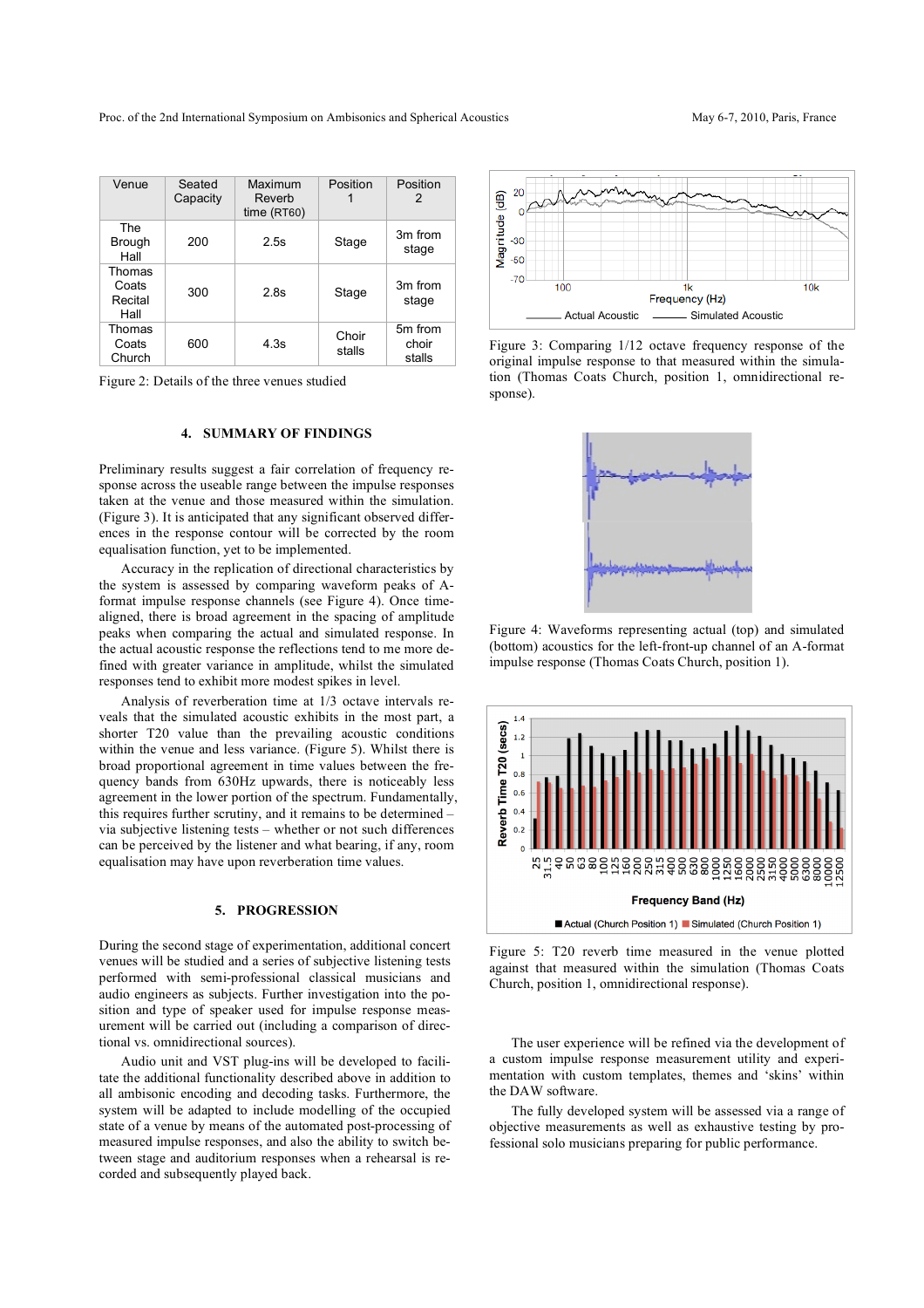| Venue | Seated Capacity | Maximum Reverb time (RT60) | Position 1 | Position 2 |
|---|---|---|---|---|
| The Brough Hall | 200 | 2.5s | Stage | 3m from stage |
| Thomas Coats Recital Hall | 300 | 2.8s | Stage | 3m from stage |
| Thomas Coats Church | 600 | 4.3s | Choir stalls | 5m from choir stalls |

Figure 2: Details of the three venues studied

## 4. SUMMARY OF FINDINGS

Preliminary results suggest a fair correlation of frequency response across the useable range between the impulse responses taken at the venue and those measured within the simulation. (Figure 3). It is anticipated that any significant observed differences in the response contour will be corrected by the room equalisation function, yet to be implemented.

Accuracy in the replication of directional characteristics by the system is assessed by comparing waveform peaks of A-format impulse response channels (see Figure 4). Once time-aligned, there is broad agreement in the spacing of amplitude peaks when comparing the actual and simulated response. In the actual acoustic response the reflections tend to me more defined with greater variance in amplitude, whilst the simulated responses tend to exhibit more modest spikes in level.

Analysis of reverberation time at 1/3 octave intervals reveals that the simulated acoustic exhibits in the most part, a shorter T20 value than the prevailing acoustic conditions within the venue and less variance. (Figure 5). Whilst there is broad proportional agreement in time values between the frequency bands from 630Hz upwards, there is noticeably less agreement in the lower portion of the spectrum. Fundamentally, this requires further scrutiny, and it remains to be determined – via subjective listening tests – whether or not such differences can be perceived by the listener and what bearing, if any, room equalisation may have upon reverberation time values.

## 5. PROGRESSION

During the second stage of experimentation, additional concert venues will be studied and a series of subjective listening tests performed with semi-professional classical musicians and audio engineers as subjects. Further investigation into the position and type of speaker used for impulse response measurement will be carried out (including a comparison of directional vs. omnidirectional sources).

Audio unit and VST plug-ins will be developed to facilitate the additional functionality described above in addition to all ambisonic encoding and decoding tasks. Furthermore, the system will be adapted to include modelling of the occupied state of a venue by means of the automated post-processing of measured impulse responses, and also the ability to switch between stage and auditorium responses when a rehearsal is recorded and subsequently played back.

Figure 3: Comparing 1/12 octave frequency response of the original impulse response to that measured within the simulation (Thomas Coats Church, position 1, omnidirectional response).

Figure 4: Waveforms representing actual (top) and simulated (bottom) acoustics for the left-front-up channel of an A-format impulse response (Thomas Coats Church, position 1).

Figure 5: T20 reverb time measured in the venue plotted against that measured within the simulation (Thomas Coats Church, position 1, omnidirectional response).

The user experience will be refined via the development of a custom impulse response measurement utility and experimentation with custom templates, themes and 'skins' within the DAW software.

The fully developed system will be assessed via a range of objective measurements as well as exhaustive testing by professional solo musicians preparing for public performance.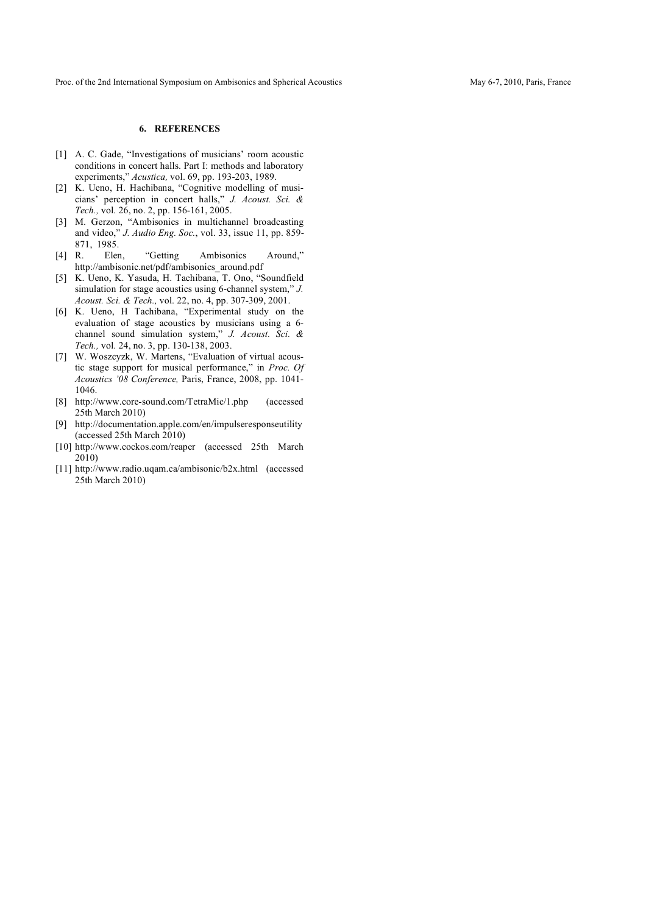## 6. REFERENCES

[1] A. C. Gade, "Investigations of musicians' room acoustic conditions in concert halls. Part I: methods and laboratory experiments," *Acustica,* vol. 69, pp. 193-203, 1989.

[2] K. Ueno, H. Hachibana, "Cognitive modelling of musicians' perception in concert halls," *J. Acoust. Sci. & Tech.,* vol. 26, no. 2, pp. 156-161, 2005.

[3] M. Gerzon, "Ambisonics in multichannel broadcasting and video," *J. Audio Eng. Soc.*, vol. 33, issue 11, pp. 859-871, 1985.

[4] R. Elen, "Getting Ambisonics Around," http://ambisonic.net/pdf/ambisonics_around.pdf

[5] K. Ueno, K. Yasuda, H. Tachibana, T. Ono, "Soundfield simulation for stage acoustics using 6-channel system," *J. Acoust. Sci. & Tech.,* vol. 22, no. 4, pp. 307-309, 2001.

[6] K. Ueno, H Tachibana, "Experimental study on the evaluation of stage acoustics by musicians using a 6-channel sound simulation system," *J. Acoust. Sci. & Tech.,* vol. 24, no. 3, pp. 130-138, 2003.

[7] W. Woszcyzk, W. Martens, "Evaluation of virtual acoustic stage support for musical performance," in *Proc. Of Acoustics '08 Conference,* Paris, France, 2008, pp. 1041-1046.

[8] http://www.core-sound.com/TetraMic/1.php (accessed 25th March 2010)

[9] http://documentation.apple.com/en/impulseresponseutility (accessed 25th March 2010)

[10] http://www.cockos.com/reaper (accessed 25th March 2010)

[11] http://www.radio.uqam.ca/ambisonic/b2x.html (accessed 25th March 2010)